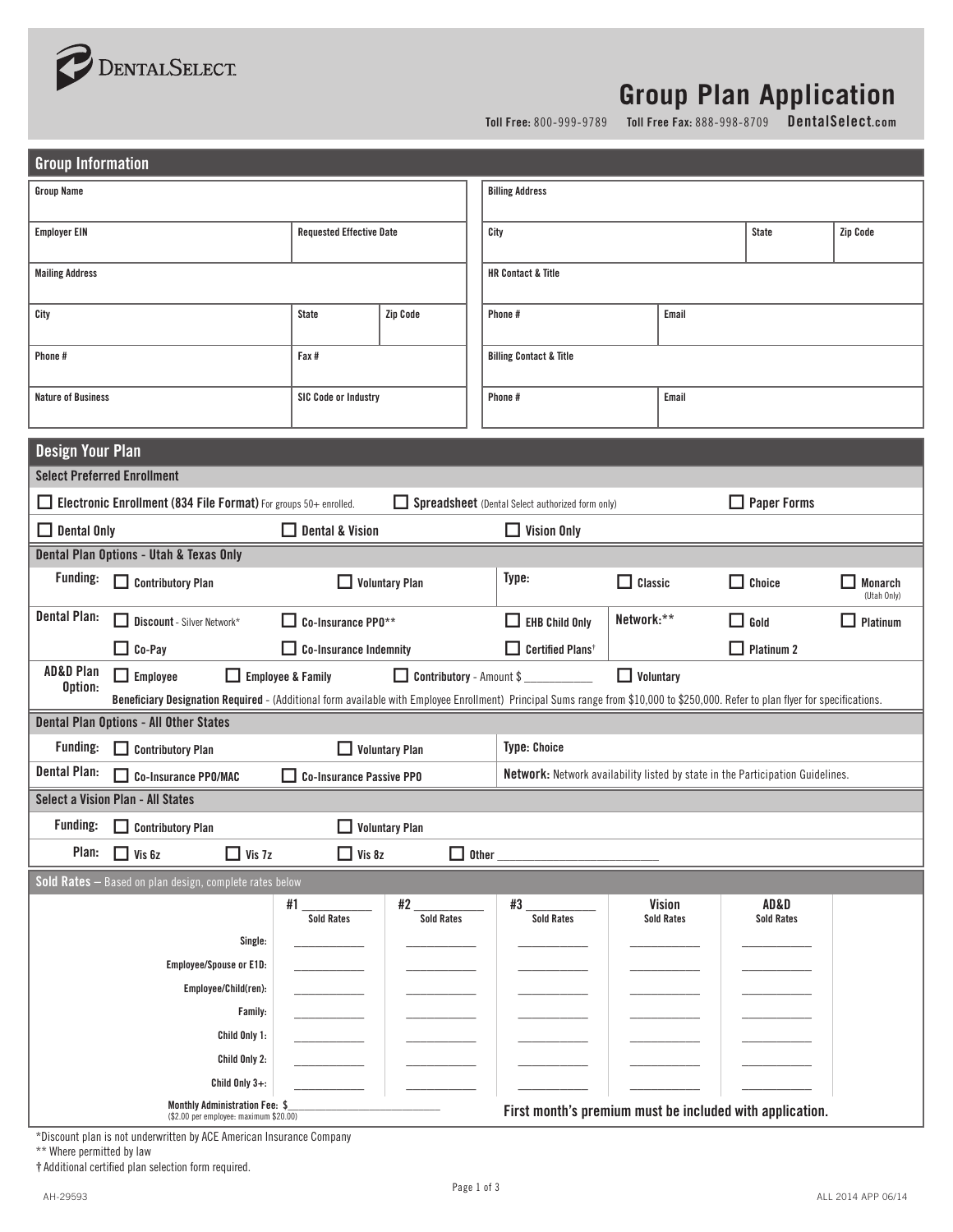DentalSelect

# Group Plan Application

**Toll Free:** 800-999-9789 **Toll Free Fax:** 888-998-8709 **DentalSelect.com**

## Group Information

| Group Name | | | Billing Address | | |
|---|---|---|---|---|---|
| Employer EIN | Requested Effective Date | | City | State | Zip Code |
| Mailing Address | | | HR Contact & Title | | |
| City | State | Zip Code | Phone # | Email | |
| Phone # | Fax # | | Billing Contact & Title | | |
| Nature of Business | SIC Code or Industry | | Phone # | Email | |

## Design Your Plan

### Select Preferred Enrollment

☐ **Electronic Enrollment (834 File Format)** For groups 50+ enrolled. ☐ **Spreadsheet** (Dental Select authorized form only) ☐ **Paper Forms**

☐ **Dental Only** ☐ **Dental & Vision** ☐ **Vision Only**

### Dental Plan Options - Utah & Texas Only

**Funding:** ☐ Contributory Plan ☐ Voluntary Plan

**Type:** ☐ Classic ☐ Choice ☐ Monarch (Utah Only)

**Dental Plan:** ☐ Discount - Silver Network* ☐ Co-Insurance PPO** ☐ EHB Child Only ☐ Co-Pay ☐ Co-Insurance Indemnity ☐ Certified Plans†

**Network:**** ☐ Gold ☐ Platinum ☐ Platinum 2

**AD&D Plan Option:** ☐ Employee ☐ Employee & Family ☐ Contributory - Amount $ ___________ ☐ Voluntary

**Beneficiary Designation Required** - (Additional form available with Employee Enrollment) Principal Sums range from $10,000 to $250,000. Refer to plan flyer for specifications.

### Dental Plan Options - All Other States

**Funding:** ☐ Contributory Plan ☐ Voluntary Plan

**Type:** Choice

**Dental Plan:** ☐ Co-Insurance PPO/MAC ☐ Co-Insurance Passive PPO

**Network:** Network availability listed by state in the Participation Guidelines.

### Select a Vision Plan - All States

**Funding:** ☐ Contributory Plan ☐ Voluntary Plan

**Plan:** ☐ Vis 6z ☐ Vis 7z ☐ Vis 8z ☐ Other ___________________________

### Sold Rates – Based on plan design, complete rates below

| | #1 ________ Sold Rates | #2 ________ Sold Rates | #3 ________ Sold Rates | Vision Sold Rates | AD&D Sold Rates |
|---|---|---|---|---|---|
| Single: | ________ | ________ | ________ | ________ | ________ |
| Employee/Spouse or E1D: | ________ | ________ | ________ | ________ | ________ |
| Employee/Child(ren): | ________ | ________ | ________ | ________ | ________ |
| Family: | ________ | ________ | ________ | ________ | ________ |
| Child Only 1: | ________ | ________ | ________ | ________ | ________ |
| Child Only 2: | ________ | ________ | ________ | ________ | ________ |
| Child Only 3+: | ________ | ________ | ________ | ________ | ________ |

**Monthly Administration Fee:** $___________________________ ($2.00 per employee: maximum $20.00)

**First month's premium must be included with application.**

*Discount plan is not underwritten by ACE American Insurance Company

** Where permitted by law

† Additional certified plan selection form required.

AH-29593 ALL 2014 APP 06/14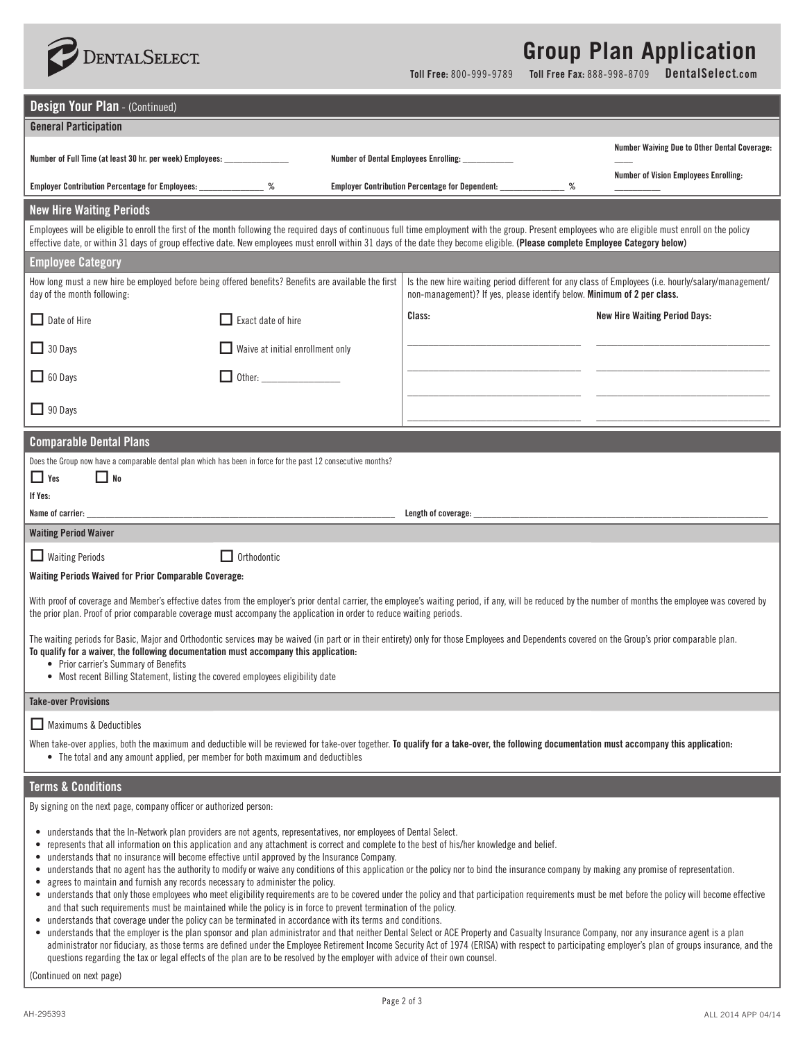# Group Plan Application

Toll Free: 800-999-9789 Toll Free Fax: 888-998-8709 **DentalSelect.com**

## Design Your Plan - (Continued)

### General Participation

Number of Full Time (at least 30 hr. per week) Employees: _______________

Number of Dental Employees Enrolling: ____________

Number Waiving Due to Other Dental Coverage: ____

Employer Contribution Percentage for Employees: _______________ %

Employer Contribution Percentage for Dependent: _______________ %

Number of Vision Employees Enrolling: __________

## New Hire Waiting Periods

Employees will be eligible to enroll the first of the month following the required days of continuous full time employment with the group. Present employees who are eligible must enroll on the policy effective date, or within 31 days of group effective date. New employees must enroll within 31 days of the date they become eligible. **(Please complete Employee Category below)**

## Employee Category

How long must a new hire be employed before being offered benefits? Benefits are available the first day of the month following:

- ☐ Date of Hire
- ☐ Exact date of hire
- ☐ 30 Days
- ☐ Waive at initial enrollment only
- ☐ 60 Days
- ☐ Other: _______________
- ☐ 90 Days

Is the new hire waiting period different for any class of Employees (i.e. hourly/salary/management/non-management)? If yes, please identify below. **Minimum of 2 per class.**

| Class: | New Hire Waiting Period Days: |
|---|---|
| | |
| | |
| | |
| | |

## Comparable Dental Plans

Does the Group now have a comparable dental plan which has been in force for the past 12 consecutive months?

☐ Yes ☐ No

**If Yes:**

Name of carrier: _______________ Length of coverage: _______________

### Waiting Period Waiver

☐ Waiting Periods ☐ Orthodontic

**Waiting Periods Waived for Prior Comparable Coverage:**

With proof of coverage and Member's effective dates from the employer's prior dental carrier, the employee's waiting period, if any, will be reduced by the number of months the employee was covered by the prior plan. Proof of prior comparable coverage must accompany the application in order to reduce waiting periods.

The waiting periods for Basic, Major and Orthodontic services may be waived (in part or in their entirety) only for those Employees and Dependents covered on the Group's prior comparable plan.
**To qualify for a waiver, the following documentation must accompany this application:**

- Prior carrier's Summary of Benefits
- Most recent Billing Statement, listing the covered employees eligibility date

### Take-over Provisions

☐ Maximums & Deductibles

When take-over applies, both the maximum and deductible will be reviewed for take-over together. **To qualify for a take-over, the following documentation must accompany this application:**

- The total and any amount applied, per member for both maximum and deductibles

## Terms & Conditions

By signing on the next page, company officer or authorized person:

- understands that the In-Network plan providers are not agents, representatives, nor employees of Dental Select.
- represents that all information on this application and any attachment is correct and complete to the best of his/her knowledge and belief.
- understands that no insurance will become effective until approved by the Insurance Company.
- understands that no agent has the authority to modify or waive any conditions of this application or the policy nor to bind the insurance company by making any promise of representation.
- agrees to maintain and furnish any records necessary to administer the policy.
- understands that only those employees who meet eligibility requirements are to be covered under the policy and that participation requirements must be met before the policy will become effective and that such requirements must be maintained while the policy is in force to prevent termination of the policy.
- understands that coverage under the policy can be terminated in accordance with its terms and conditions.
- understands that the employer is the plan sponsor and plan administrator and that neither Dental Select or ACE Property and Casualty Insurance Company, nor any insurance agent is a plan administrator nor fiduciary, as those terms are defined under the Employee Retirement Income Security Act of 1974 (ERISA) with respect to participating employer's plan of groups insurance, and the questions regarding the tax or legal effects of the plan are to be resolved by the employer with advice of their own counsel.

(Continued on next page)

AH-295393 ALL 2014 APP 04/14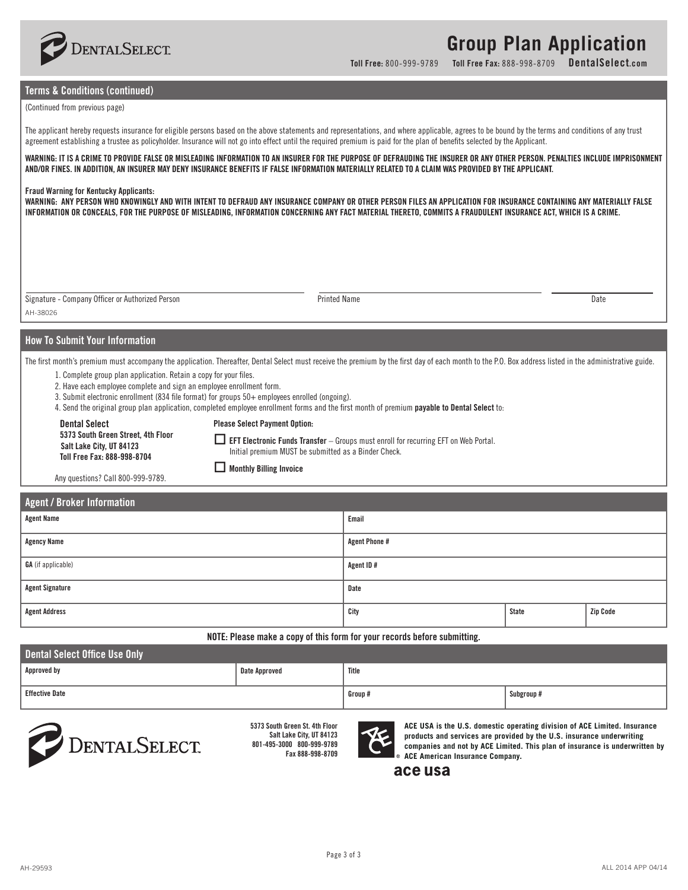# Group Plan Application

**Toll Free:** 800-999-9789 **Toll Free Fax:** 888-998-8709 **DentalSelect.com**

## Terms & Conditions (continued)

(Continued from previous page)

The applicant hereby requests insurance for eligible persons based on the above statements and representations, and where applicable, agrees to be bound by the terms and conditions of any trust agreement establishing a trustee as policyholder. Insurance will not go into effect until the required premium is paid for the plan of benefits selected by the Applicant.

**WARNING: IT IS A CRIME TO PROVIDE FALSE OR MISLEADING INFORMATION TO AN INSURER FOR THE PURPOSE OF DEFRAUDING THE INSURER OR ANY OTHER PERSON. PENALTIES INCLUDE IMPRISONMENT AND/OR FINES. IN ADDITION, AN INSURER MAY DENY INSURANCE BENEFITS IF FALSE INFORMATION MATERIALLY RELATED TO A CLAIM WAS PROVIDED BY THE APPLICANT.**

**Fraud Warning for Kentucky Applicants:**
**WARNING: ANY PERSON WHO KNOWINGLY AND WITH INTENT TO DEFRAUD ANY INSURANCE COMPANY OR OTHER PERSON FILES AN APPLICATION FOR INSURANCE CONTAINING ANY MATERIALLY FALSE INFORMATION OR CONCEALS, FOR THE PURPOSE OF MISLEADING, INFORMATION CONCERNING ANY FACT MATERIAL THERETO, COMMITS A FRAUDULENT INSURANCE ACT, WHICH IS A CRIME.**

Signature - Company Officer or Authorized Person ____________ Printed Name ____________ Date ____________

AH-38026

## How To Submit Your Information

The first month's premium must accompany the application. Thereafter, Dental Select must receive the premium by the first day of each month to the P.O. Box address listed in the administrative guide.

1. Complete group plan application. Retain a copy for your files.
2. Have each employee complete and sign an employee enrollment form.
3. Submit electronic enrollment (834 file format) for groups 50+ employees enrolled (ongoing).
4. Send the original group plan application, completed employee enrollment forms and the first month of premium **payable to Dental Select** to:

**Dental Select**
**5373 South Green Street, 4th Floor**
**Salt Lake City, UT 84123**
**Toll Free Fax: 888-998-8704**

Any questions? Call 800-999-9789.

**Please Select Payment Option:**

- ☐ **EFT Electronic Funds Transfer** – Groups must enroll for recurring EFT on Web Portal. Initial premium MUST be submitted as a Binder Check.
- ☐ **Monthly Billing Invoice**

## Agent / Broker Information

| | | | |
|---|---|---|---|
| **Agent Name** | **Email** | | |
| **Agency Name** | **Agent Phone #** | | |
| **GA** (if applicable) | **Agent ID #** | | |
| **Agent Signature** | **Date** | | |
| **Agent Address** | **City** | **State** | **Zip Code** |

**NOTE: Please make a copy of this form for your records before submitting.**

## Dental Select Office Use Only

| | | | |
|---|---|---|---|
| **Approved by** | **Date Approved** | **Title** | |
| **Effective Date** | | **Group #** | **Subgroup #** |

DentalSelect

**5373 South Green St. 4th Floor**
**Salt Lake City, UT 84123**
**801-495-3000 800-999-9789**
**Fax 888-998-8709**

**ACE USA is the U.S. domestic operating division of ACE Limited. Insurance products and services are provided by the U.S. insurance underwriting companies and not by ACE Limited. This plan of insurance is underwritten by ACE American Insurance Company.**

ace usa

AH-29593

ALL 2014 APP 04/14